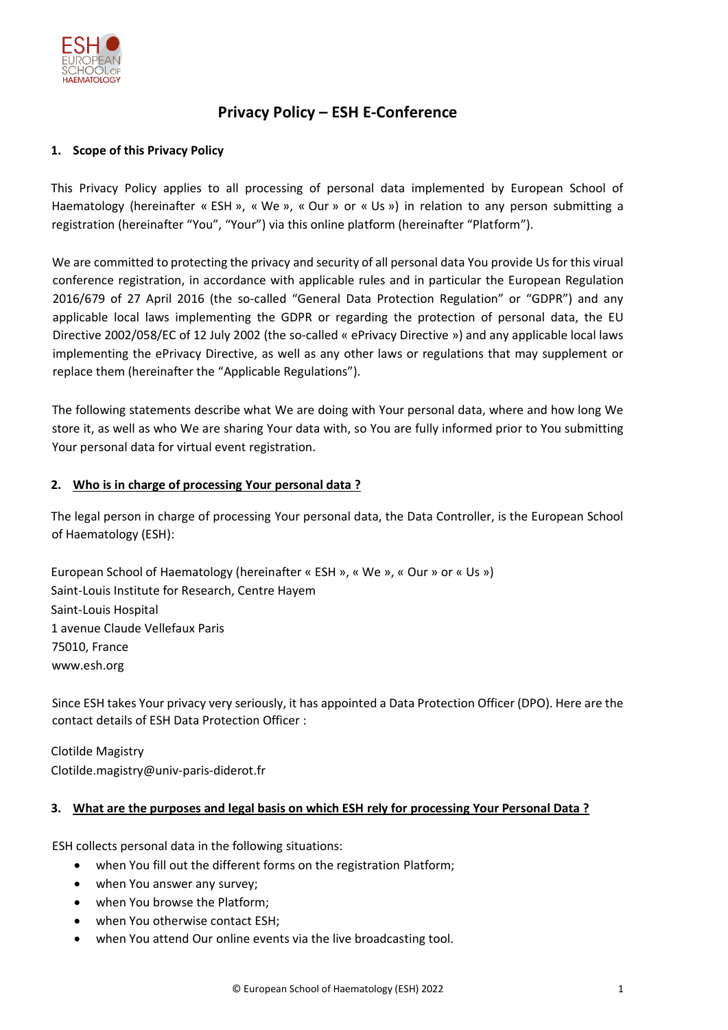# Privacy Policy – ESH E-Conference

## 1. Scope of this Privacy Policy

This Privacy Policy applies to all processing of personal data implemented by European School of Haematology (hereinafter « ESH », « We », « Our » or « Us ») in relation to any person submitting a registration (hereinafter “You”, “Your”) via this online platform (hereinafter “Platform”).

We are committed to protecting the privacy and security of all personal data You provide Us for this virual conference registration, in accordance with applicable rules and in particular the European Regulation 2016/679 of 27 April 2016 (the so-called “General Data Protection Regulation” or “GDPR”) and any applicable local laws implementing the GDPR or regarding the protection of personal data, the EU Directive 2002/058/EC of 12 July 2002 (the so-called « ePrivacy Directive ») and any applicable local laws implementing the ePrivacy Directive, as well as any other laws or regulations that may supplement or replace them (hereinafter the “Applicable Regulations”).

The following statements describe what We are doing with Your personal data, where and how long We store it, as well as who We are sharing Your data with, so You are fully informed prior to You submitting Your personal data for virtual event registration.

## 2. Who is in charge of processing Your personal data ?

The legal person in charge of processing Your personal data, the Data Controller, is the European School of Haematology (ESH):

European School of Haematology (hereinafter « ESH », « We », « Our » or « Us »)
Saint-Louis Institute for Research, Centre Hayem
Saint-Louis Hospital
1 avenue Claude Vellefaux Paris
75010, France
www.esh.org

Since ESH takes Your privacy very seriously, it has appointed a Data Protection Officer (DPO). Here are the contact details of ESH Data Protection Officer :

Clotilde Magistry
Clotilde.magistry@univ-paris-diderot.fr

## 3. What are the purposes and legal basis on which ESH rely for processing Your Personal Data ?

ESH collects personal data in the following situations:

- when You fill out the different forms on the registration Platform;
- when You answer any survey;
- when You browse the Platform;
- when You otherwise contact ESH;
- when You attend Our online events via the live broadcasting tool.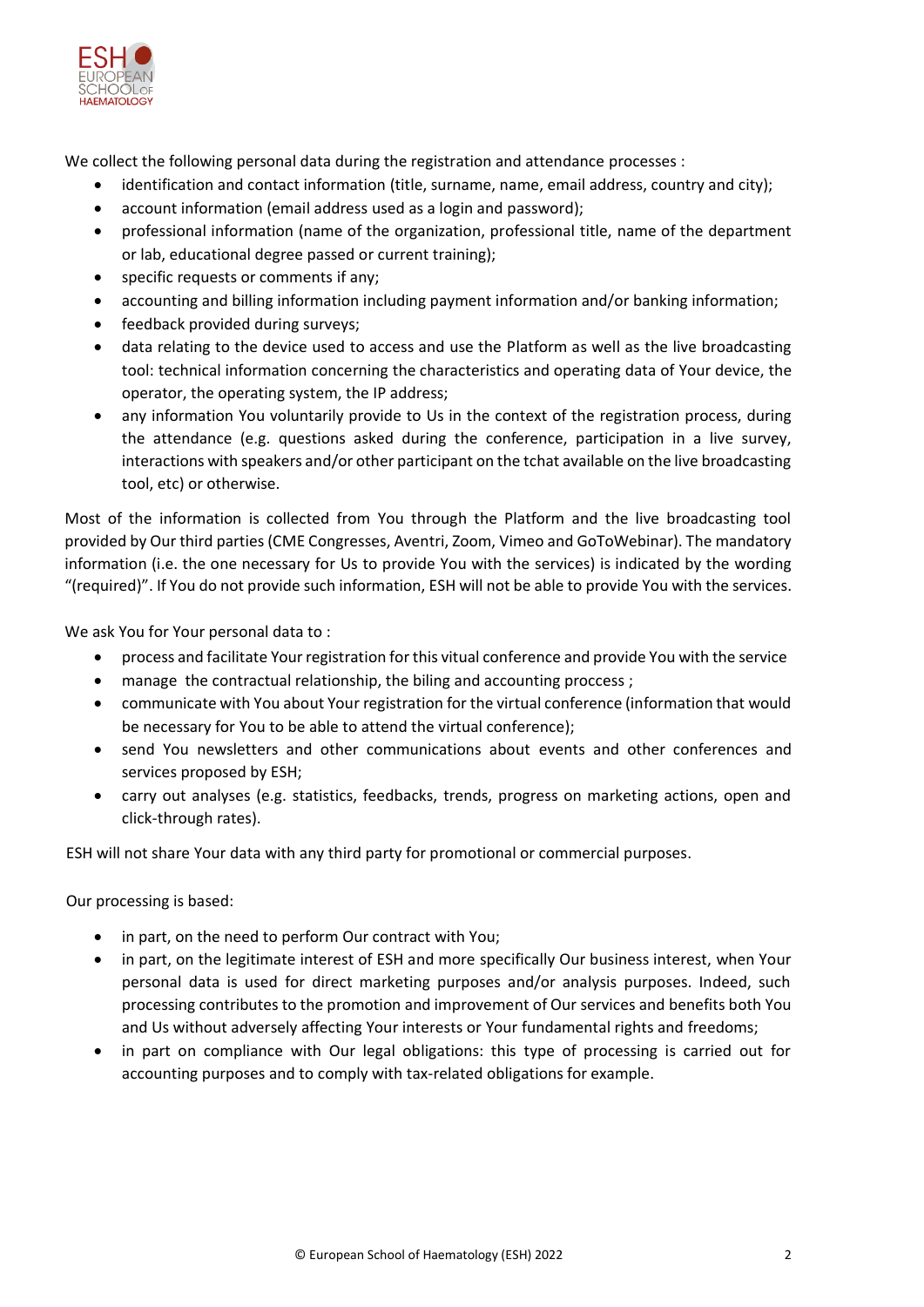We collect the following personal data during the registration and attendance processes :

- identification and contact information (title, surname, name, email address, country and city);
- account information (email address used as a login and password);
- professional information (name of the organization, professional title, name of the department or lab, educational degree passed or current training);
- specific requests or comments if any;
- accounting and billing information including payment information and/or banking information;
- feedback provided during surveys;
- data relating to the device used to access and use the Platform as well as the live broadcasting tool: technical information concerning the characteristics and operating data of Your device, the operator, the operating system, the IP address;
- any information You voluntarily provide to Us in the context of the registration process, during the attendance (e.g. questions asked during the conference, participation in a live survey, interactions with speakers and/or other participant on the tchat available on the live broadcasting tool, etc) or otherwise.

Most of the information is collected from You through the Platform and the live broadcasting tool provided by Our third parties (CME Congresses, Aventri, Zoom, Vimeo and GoToWebinar). The mandatory information (i.e. the one necessary for Us to provide You with the services) is indicated by the wording "(required)". If You do not provide such information, ESH will not be able to provide You with the services.

We ask You for Your personal data to :

- process and facilitate Your registration for this vitual conference and provide You with the service
- manage the contractual relationship, the biling and accounting proccess ;
- communicate with You about Your registration for the virtual conference (information that would be necessary for You to be able to attend the virtual conference);
- send You newsletters and other communications about events and other conferences and services proposed by ESH;
- carry out analyses (e.g. statistics, feedbacks, trends, progress on marketing actions, open and click-through rates).

ESH will not share Your data with any third party for promotional or commercial purposes.

Our processing is based:

- in part, on the need to perform Our contract with You;
- in part, on the legitimate interest of ESH and more specifically Our business interest, when Your personal data is used for direct marketing purposes and/or analysis purposes. Indeed, such processing contributes to the promotion and improvement of Our services and benefits both You and Us without adversely affecting Your interests or Your fundamental rights and freedoms;
- in part on compliance with Our legal obligations: this type of processing is carried out for accounting purposes and to comply with tax-related obligations for example.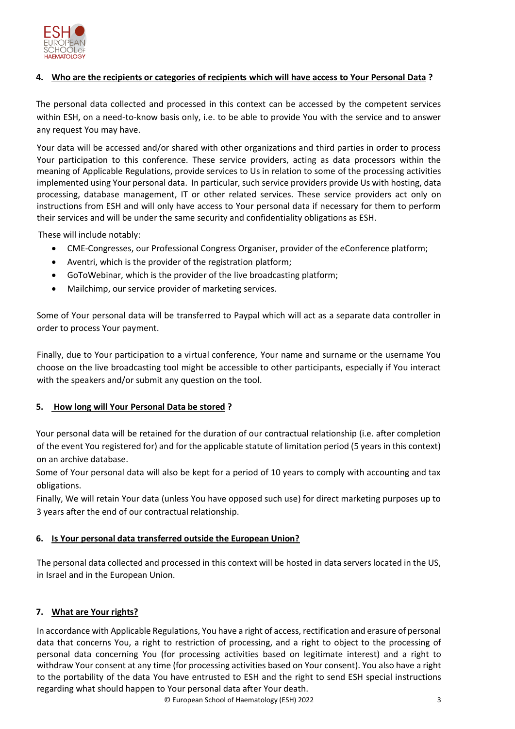## 4. Who are the recipients or categories of recipients which will have access to Your Personal Data ?

The personal data collected and processed in this context can be accessed by the competent services within ESH, on a need-to-know basis only, i.e. to be able to provide You with the service and to answer any request You may have.

Your data will be accessed and/or shared with other organizations and third parties in order to process Your participation to this conference. These service providers, acting as data processors within the meaning of Applicable Regulations, provide services to Us in relation to some of the processing activities implemented using Your personal data. In particular, such service providers provide Us with hosting, data processing, database management, IT or other related services. These service providers act only on instructions from ESH and will only have access to Your personal data if necessary for them to perform their services and will be under the same security and confidentiality obligations as ESH.

These will include notably:

- CME-Congresses, our Professional Congress Organiser, provider of the eConference platform;
- Aventri, which is the provider of the registration platform;
- GoToWebinar, which is the provider of the live broadcasting platform;
- Mailchimp, our service provider of marketing services.

Some of Your personal data will be transferred to Paypal which will act as a separate data controller in order to process Your payment.

Finally, due to Your participation to a virtual conference, Your name and surname or the username You choose on the live broadcasting tool might be accessible to other participants, especially if You interact with the speakers and/or submit any question on the tool.

## 5. How long will Your Personal Data be stored ?

Your personal data will be retained for the duration of our contractual relationship (i.e. after completion of the event You registered for) and for the applicable statute of limitation period (5 years in this context) on an archive database.

Some of Your personal data will also be kept for a period of 10 years to comply with accounting and tax obligations.

Finally, We will retain Your data (unless You have opposed such use) for direct marketing purposes up to 3 years after the end of our contractual relationship.

## 6. Is Your personal data transferred outside the European Union?

The personal data collected and processed in this context will be hosted in data servers located in the US, in Israel and in the European Union.

## 7. What are Your rights?

In accordance with Applicable Regulations, You have a right of access, rectification and erasure of personal data that concerns You, a right to restriction of processing, and a right to object to the processing of personal data concerning You (for processing activities based on legitimate interest) and a right to withdraw Your consent at any time (for processing activities based on Your consent). You also have a right to the portability of the data You have entrusted to ESH and the right to send ESH special instructions regarding what should happen to Your personal data after Your death.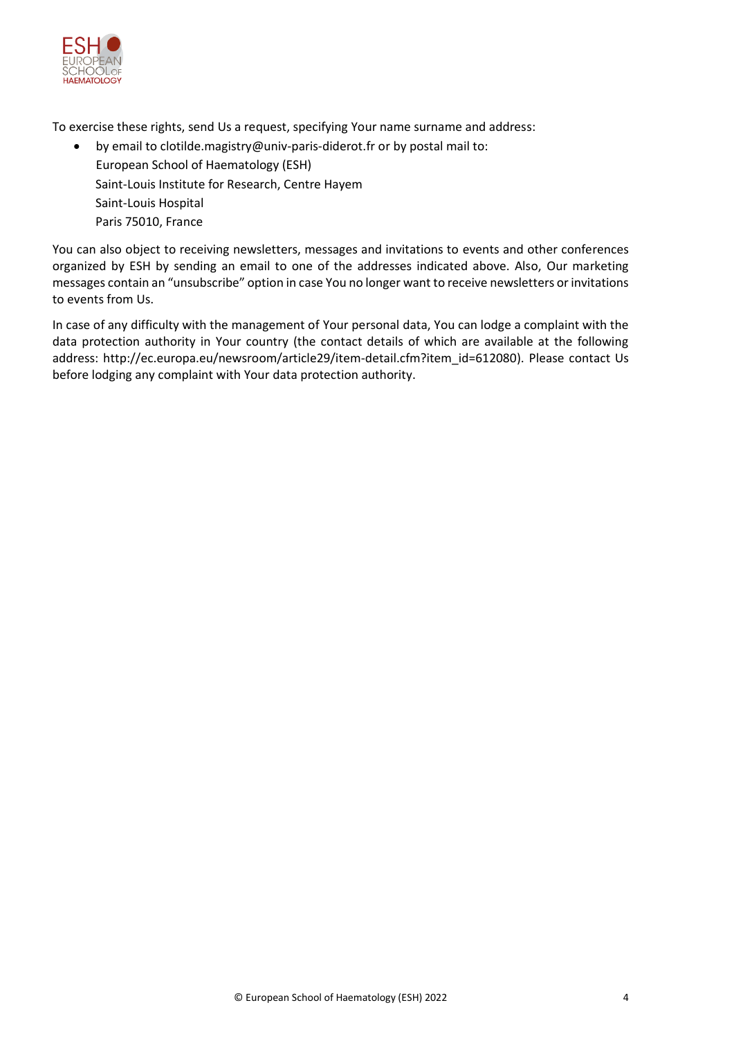To exercise these rights, send Us a request, specifying Your name surname and address:

- by email to clotilde.magistry@univ-paris-diderot.fr or by postal mail to:
  European School of Haematology (ESH)
  Saint-Louis Institute for Research, Centre Hayem
  Saint-Louis Hospital
  Paris 75010, France

You can also object to receiving newsletters, messages and invitations to events and other conferences organized by ESH by sending an email to one of the addresses indicated above. Also, Our marketing messages contain an "unsubscribe" option in case You no longer want to receive newsletters or invitations to events from Us.

In case of any difficulty with the management of Your personal data, You can lodge a complaint with the data protection authority in Your country (the contact details of which are available at the following address: http://ec.europa.eu/newsroom/article29/item-detail.cfm?item_id=612080). Please contact Us before lodging any complaint with Your data protection authority.